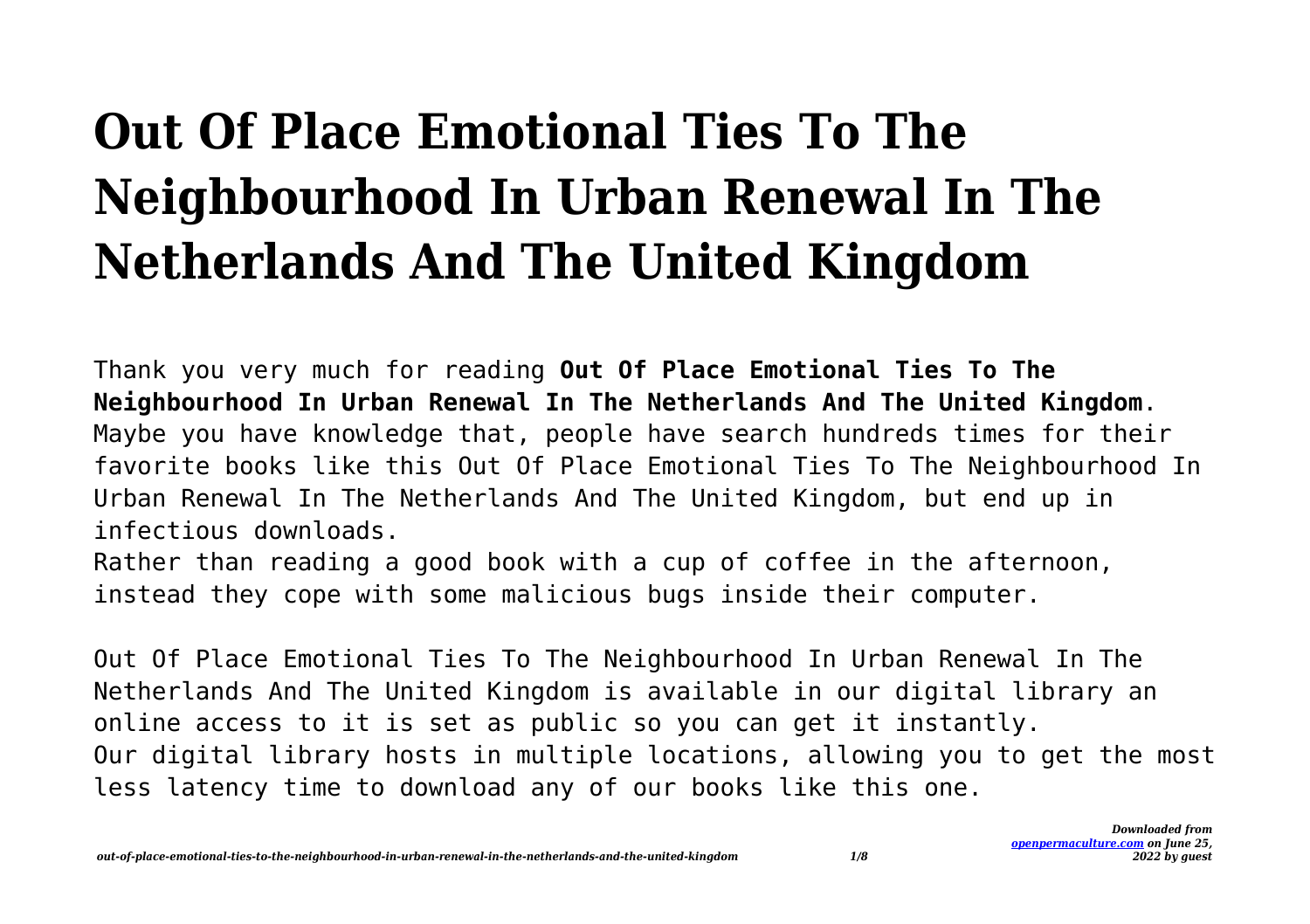# Out Of Place Emotional Ties To The Neighbourhood In Urban Renewal In The Netherlands And The United Kingdom

Thank you very much for reading **Out Of Place Emotional Ties To The Neighbourhood In Urban Renewal In The Netherlands And The United Kingdom**. Maybe you have knowledge that, people have search hundreds times for their favorite books like this Out Of Place Emotional Ties To The Neighbourhood In Urban Renewal In The Netherlands And The United Kingdom, but end up in infectious downloads.

Rather than reading a good book with a cup of coffee in the afternoon, instead they cope with some malicious bugs inside their computer.

Out Of Place Emotional Ties To The Neighbourhood In Urban Renewal In The Netherlands And The United Kingdom is available in our digital library an online access to it is set as public so you can get it instantly.

Our digital library hosts in multiple locations, allowing you to get the most less latency time to download any of our books like this one.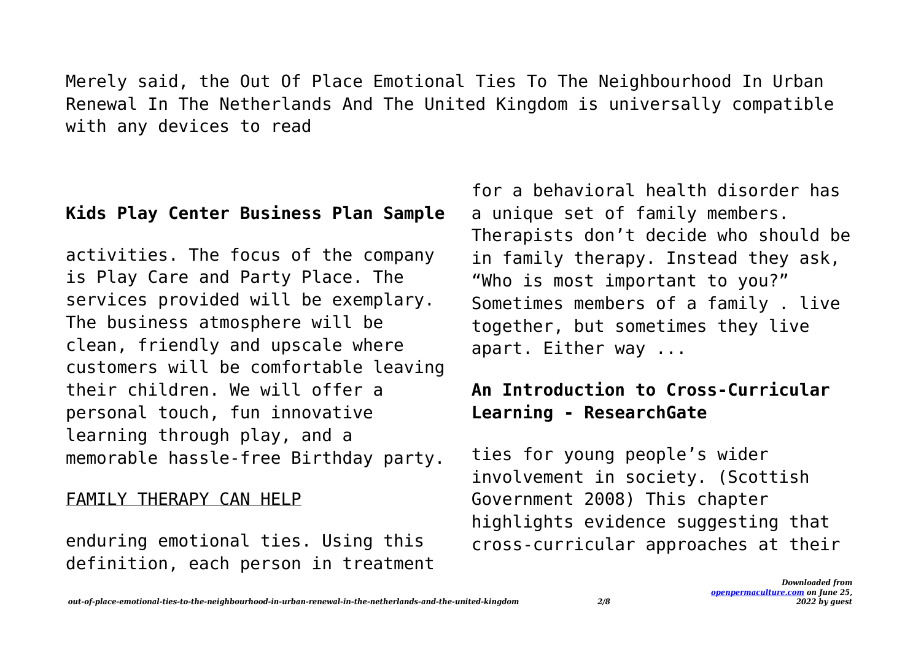Merely said, the Out Of Place Emotional Ties To The Neighbourhood In Urban Renewal In The Netherlands And The United Kingdom is universally compatible with any devices to read

**Kids Play Center Business Plan Sample**

activities. The focus of the company is Play Care and Party Place. The services provided will be exemplary. The business atmosphere will be clean, friendly and upscale where customers will be comfortable leaving their children. We will offer a personal touch, fun innovative learning through play, and a memorable hassle-free Birthday party.

FAMILY THERAPY CAN HELP

enduring emotional ties. Using this definition, each person in treatment for a behavioral health disorder has a unique set of family members. Therapists don't decide who should be in family therapy. Instead they ask, "Who is most important to you?" Sometimes members of a family . live together, but sometimes they live apart. Either way ...

**An Introduction to Cross-Curricular Learning - ResearchGate**

ties for young people's wider involvement in society. (Scottish Government 2008) This chapter highlights evidence suggesting that cross-curricular approaches at their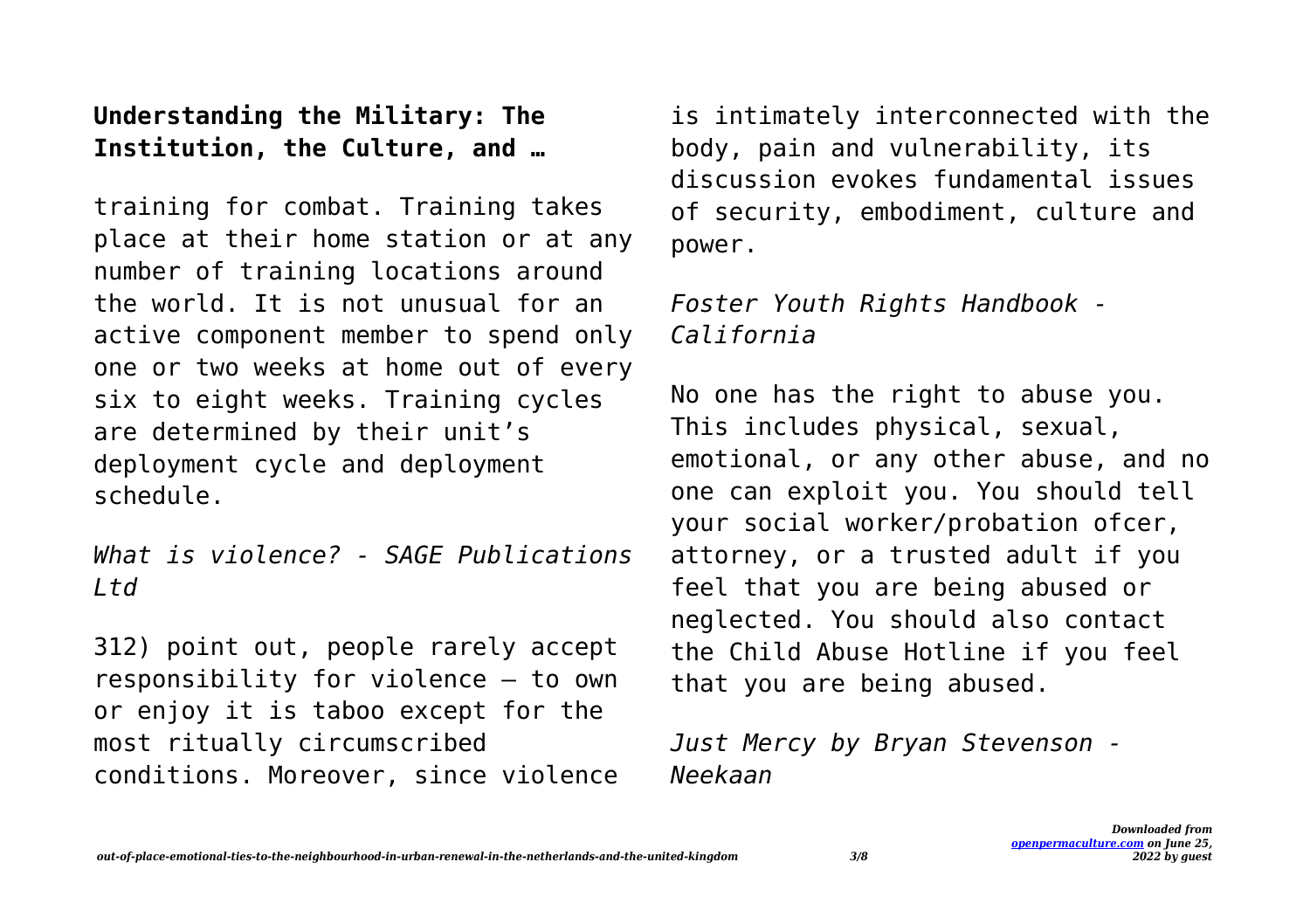**Understanding the Military: The Institution, the Culture, and …**

training for combat. Training takes place at their home station or at any number of training locations around the world. It is not unusual for an active component member to spend only one or two weeks at home out of every six to eight weeks. Training cycles are determined by their unit's deployment cycle and deployment schedule.

*What is violence? - SAGE Publications Ltd*

312) point out, people rarely accept responsibility for violence – to own or enjoy it is taboo except for the most ritually circumscribed conditions. Moreover, since violence is intimately interconnected with the body, pain and vulnerability, its discussion evokes fundamental issues of security, embodiment, culture and power.

*Foster Youth Rights Handbook - California*

No one has the right to abuse you. This includes physical, sexual, emotional, or any other abuse, and no one can exploit you. You should tell your social worker/probation ofcer, attorney, or a trusted adult if you feel that you are being abused or neglected. You should also contact the Child Abuse Hotline if you feel that you are being abused.

*Just Mercy by Bryan Stevenson - Neekaan*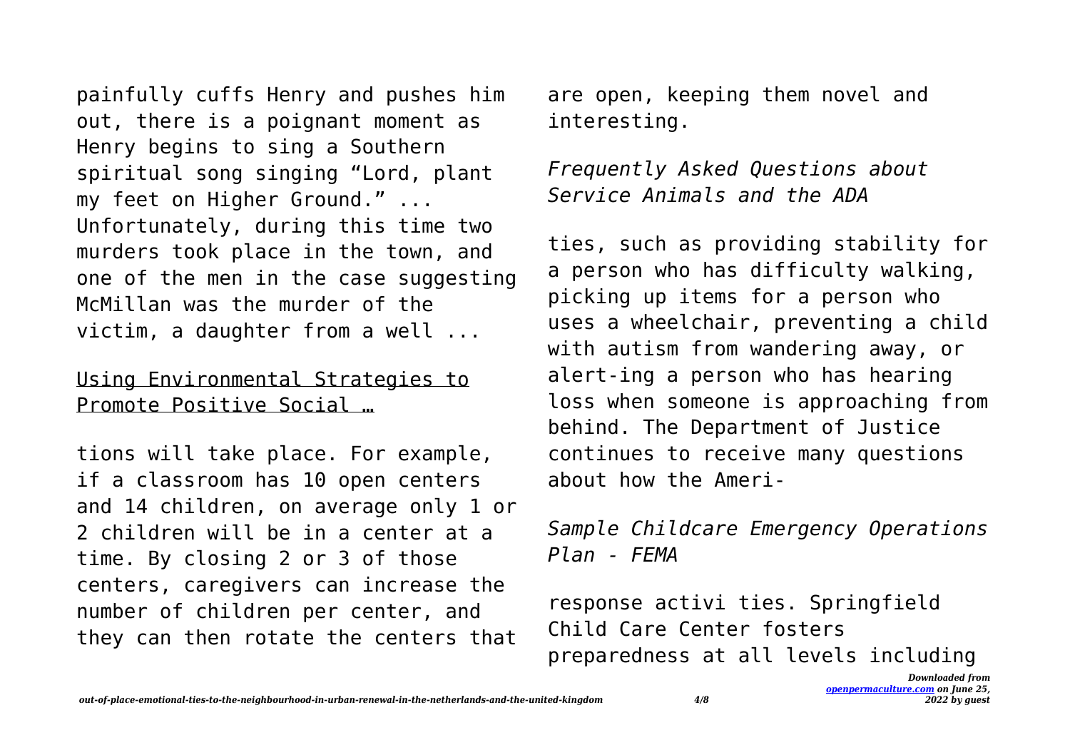painfully cuffs Henry and pushes him out, there is a poignant moment as Henry begins to sing a Southern spiritual song singing "Lord, plant my feet on Higher Ground." ... Unfortunately, during this time two murders took place in the town, and one of the men in the case suggesting McMillan was the murder of the victim, a daughter from a well ...

## Using Environmental Strategies to Promote Positive Social …

tions will take place. For example, if a classroom has 10 open centers and 14 children, on average only 1 or 2 children will be in a center at a time. By closing 2 or 3 of those centers, caregivers can increase the number of children per center, and they can then rotate the centers that are open, keeping them novel and interesting.

## *Frequently Asked Questions about Service Animals and the ADA*

ties, such as providing stability for a person who has difficulty walking, picking up items for a person who uses a wheelchair, preventing a child with autism from wandering away, or alert-ing a person who has hearing loss when someone is approaching from behind. The Department of Justice continues to receive many questions about how the Ameri-

## *Sample Childcare Emergency Operations Plan - FEMA*

response activi ties. Springfield Child Care Center fosters preparedness at all levels including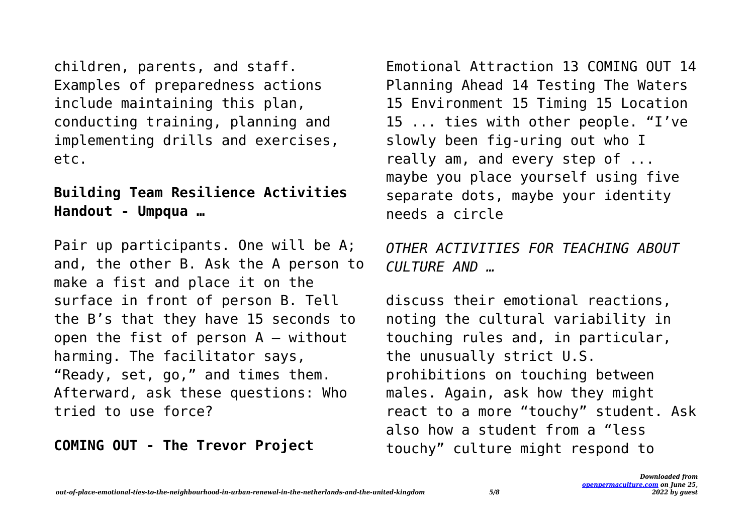children, parents, and staff. Examples of preparedness actions include maintaining this plan, conducting training, planning and implementing drills and exercises, etc.

## Building Team Resilience Activities Handout - Umpqua …

Pair up participants. One will be A; and, the other B. Ask the A person to make a fist and place it on the surface in front of person B. Tell the B's that they have 15 seconds to open the fist of person A – without harming. The facilitator says, "Ready, set, go," and times them. Afterward, ask these questions: Who tried to use force?

## COMING OUT - The Trevor Project

Emotional Attraction 13 COMING OUT 14 Planning Ahead 14 Testing The Waters 15 Environment 15 Timing 15 Location 15 ... ties with other people. "I've slowly been fig-uring out who I really am, and every step of ... maybe you place yourself using five separate dots, maybe your identity needs a circle

## *OTHER ACTIVITIES FOR TEACHING ABOUT CULTURE AND …*

discuss their emotional reactions, noting the cultural variability in touching rules and, in particular, the unusually strict U.S. prohibitions on touching between males. Again, ask how they might react to a more "touchy" student. Ask also how a student from a "less touchy" culture might respond to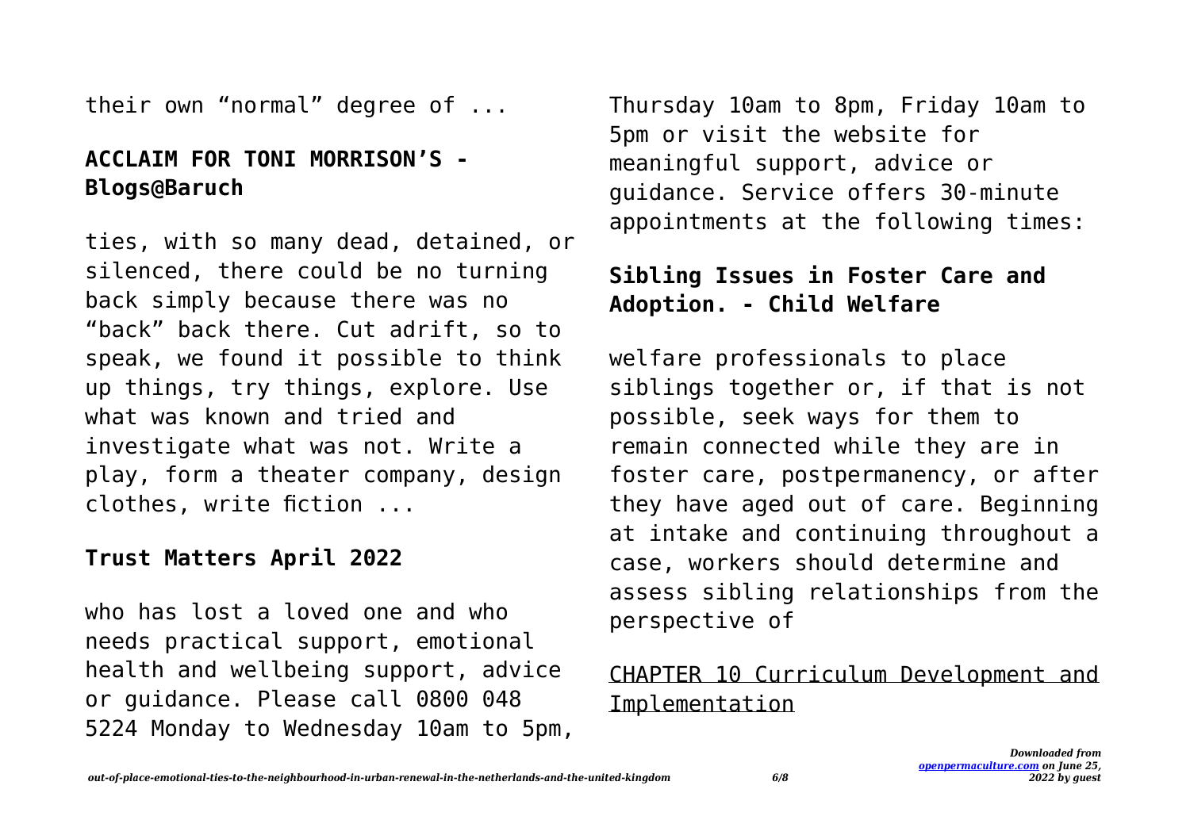their own “normal” degree of ...

### ACCLAIM FOR TONI MORRISON’S - Blogs@Baruch

ties, with so many dead, detained, or silenced, there could be no turning back simply because there was no “back” back there. Cut adrift, so to speak, we found it possible to think up things, try things, explore. Use what was known and tried and investigate what was not. Write a play, form a theater company, design clothes, write fiction ...

### Trust Matters April 2022

who has lost a loved one and who needs practical support, emotional health and wellbeing support, advice or guidance. Please call 0800 048 5224 Monday to Wednesday 10am to 5pm, Thursday 10am to 8pm, Friday 10am to 5pm or visit the website for meaningful support, advice or guidance. Service offers 30-minute appointments at the following times:

### Sibling Issues in Foster Care and Adoption. - Child Welfare

welfare professionals to place siblings together or, if that is not possible, seek ways for them to remain connected while they are in foster care, postpermanency, or after they have aged out of care. Beginning at intake and continuing throughout a case, workers should determine and assess sibling relationships from the perspective of

CHAPTER 10 Curriculum Development and Implementation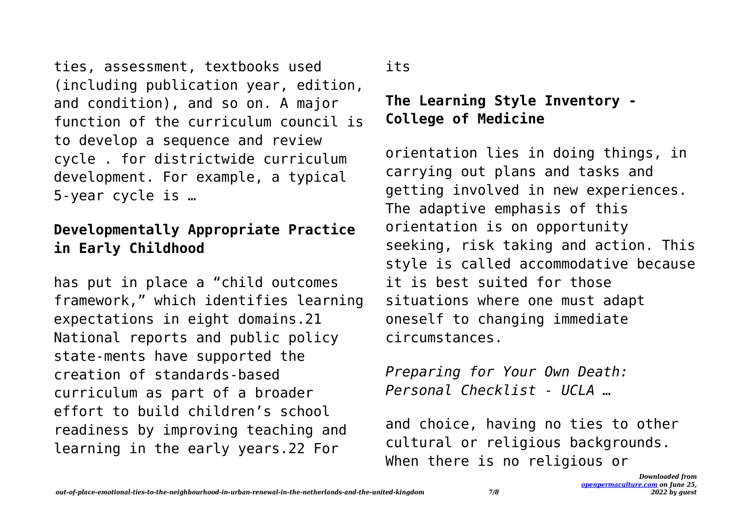ties, assessment, textbooks used (including publication year, edition, and condition), and so on. A major function of the curriculum council is to develop a sequence and review cycle . for districtwide curriculum development. For example, a typical 5-year cycle is …

## Developmentally Appropriate Practice in Early Childhood

has put in place a "child outcomes framework," which identifies learning expectations in eight domains.21 National reports and public policy state-ments have supported the creation of standards-based curriculum as part of a broader effort to build children's school readiness by improving teaching and learning in the early years.22 For its

## The Learning Style Inventory - College of Medicine

orientation lies in doing things, in carrying out plans and tasks and getting involved in new experiences. The adaptive emphasis of this orientation is on opportunity seeking, risk taking and action. This style is called accommodative because it is best suited for those situations where one must adapt oneself to changing immediate circumstances.

*Preparing for Your Own Death: Personal Checklist - UCLA …*

and choice, having no ties to other cultural or religious backgrounds. When there is no religious or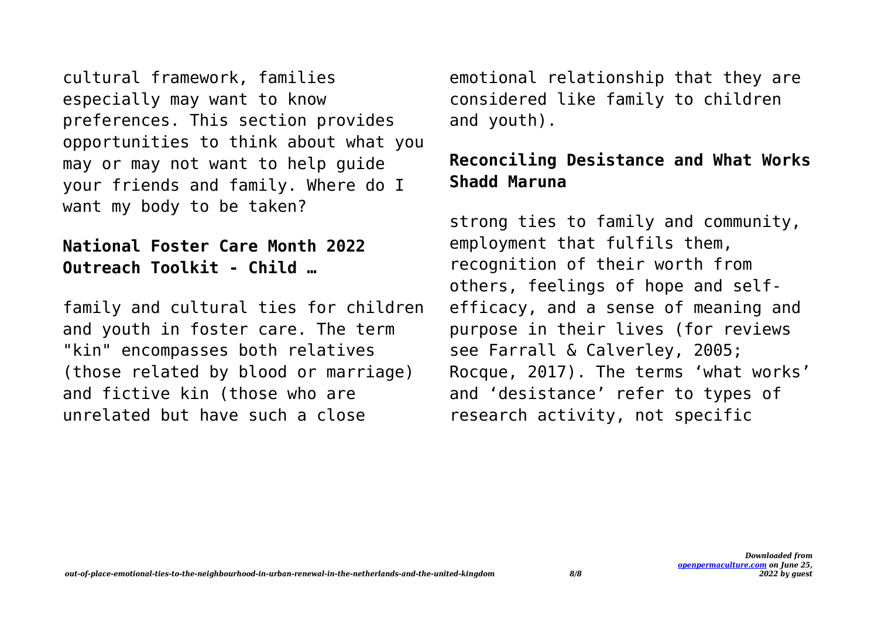cultural framework, families especially may want to know preferences. This section provides opportunities to think about what you may or may not want to help guide your friends and family. Where do I want my body to be taken?

## National Foster Care Month 2022 Outreach Toolkit - Child …

family and cultural ties for children and youth in foster care. The term "kin" encompasses both relatives (those related by blood or marriage) and fictive kin (those who are unrelated but have such a close emotional relationship that they are considered like family to children and youth).

## Reconciling Desistance and What Works Shadd Maruna

strong ties to family and community, employment that fulfils them, recognition of their worth from others, feelings of hope and self-efficacy, and a sense of meaning and purpose in their lives (for reviews see Farrall & Calverley, 2005; Rocque, 2017). The terms 'what works' and 'desistance' refer to types of research activity, not specific